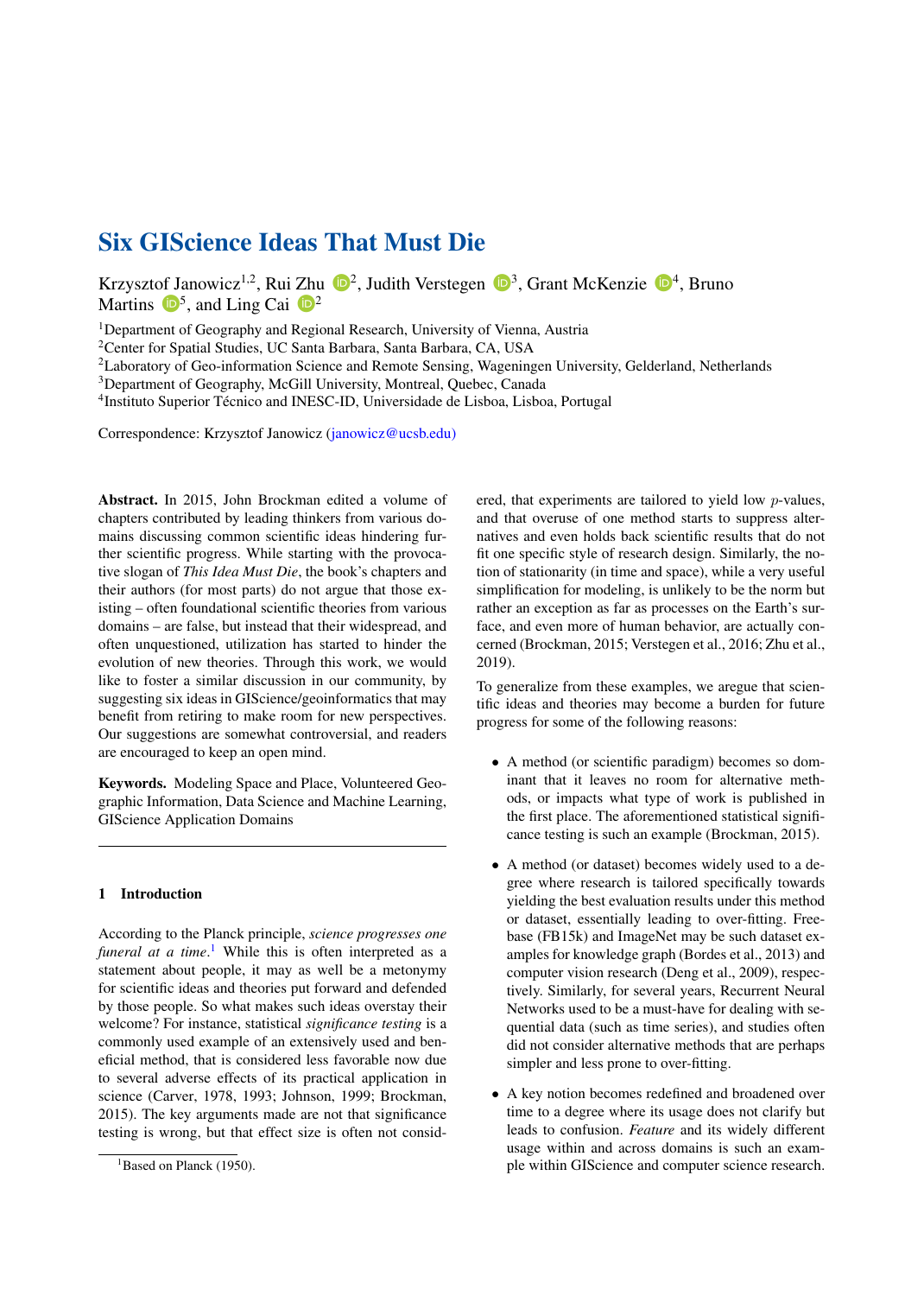# Six GIScience Ideas That Must Die

Krzysztof Janowicz[1,2], Rui Zhu[2], Judith Verstegen[3], Grant McKenzie[4], Bruno Martins[5], and Ling Cai[2]

[1]Department of Geography and Regional Research, University of Vienna, Austria
[2]Center for Spatial Studies, UC Santa Barbara, Santa Barbara, CA, USA
[2]Laboratory of Geo-information Science and Remote Sensing, Wageningen University, Gelderland, Netherlands
[3]Department of Geography, McGill University, Montreal, Quebec, Canada
[4]Instituto Superior Técnico and INESC-ID, Universidade de Lisboa, Lisboa, Portugal

Correspondence: Krzysztof Janowicz (janowicz@ucsb.edu)

**Abstract.** In 2015, John Brockman edited a volume of chapters contributed by leading thinkers from various domains discussing common scientific ideas hindering further scientific progress. While starting with the provocative slogan of *This Idea Must Die*, the book's chapters and their authors (for most parts) do not argue that those existing – often foundational scientific theories from various domains – are false, but instead that their widespread, and often unquestioned, utilization has started to hinder the evolution of new theories. Through this work, we would like to foster a similar discussion in our community, by suggesting six ideas in GIScience/geoinformatics that may benefit from retiring to make room for new perspectives. Our suggestions are somewhat controversial, and readers are encouraged to keep an open mind.

**Keywords.** Modeling Space and Place, Volunteered Geographic Information, Data Science and Machine Learning, GIScience Application Domains

## 1 Introduction

According to the Planck principle, *science progresses one funeral at a time*.[1] While this is often interpreted as a statement about people, it may as well be a metonymy for scientific ideas and theories put forward and defended by those people. So what makes such ideas overstay their welcome? For instance, statistical *significance testing* is a commonly used example of an extensively used and beneficial method, that is considered less favorable now due to several adverse effects of its practical application in science (Carver, 1978, 1993; Johnson, 1999; Brockman, 2015). The key arguments made are not that significance testing is wrong, but that effect size is often not considered, that experiments are tailored to yield low $p$-values, and that overuse of one method starts to suppress alternatives and even holds back scientific results that do not fit one specific style of research design. Similarly, the notion of stationarity (in time and space), while a very useful simplification for modeling, is unlikely to be the norm but rather an exception as far as processes on the Earth's surface, and even more of human behavior, are actually concerned (Brockman, 2015; Verstegen et al., 2016; Zhu et al., 2019).

To generalize from these examples, we aregue that scientific ideas and theories may become a burden for future progress for some of the following reasons:

- A method (or scientific paradigm) becomes so dominant that it leaves no room for alternative methods, or impacts what type of work is published in the first place. The aforementioned statistical significance testing is such an example (Brockman, 2015).
- A method (or dataset) becomes widely used to a degree where research is tailored specifically towards yielding the best evaluation results under this method or dataset, essentially leading to over-fitting. Freebase (FB15k) and ImageNet may be such dataset examples for knowledge graph (Bordes et al., 2013) and computer vision research (Deng et al., 2009), respectively. Similarly, for several years, Recurrent Neural Networks used to be a must-have for dealing with sequential data (such as time series), and studies often did not consider alternative methods that are perhaps simpler and less prone to over-fitting.
- A key notion becomes redefined and broadened over time to a degree where its usage does not clarify but leads to confusion. *Feature* and its widely different usage within and across domains is such an example within GIScience and computer science research.

[1]Based on Planck (1950).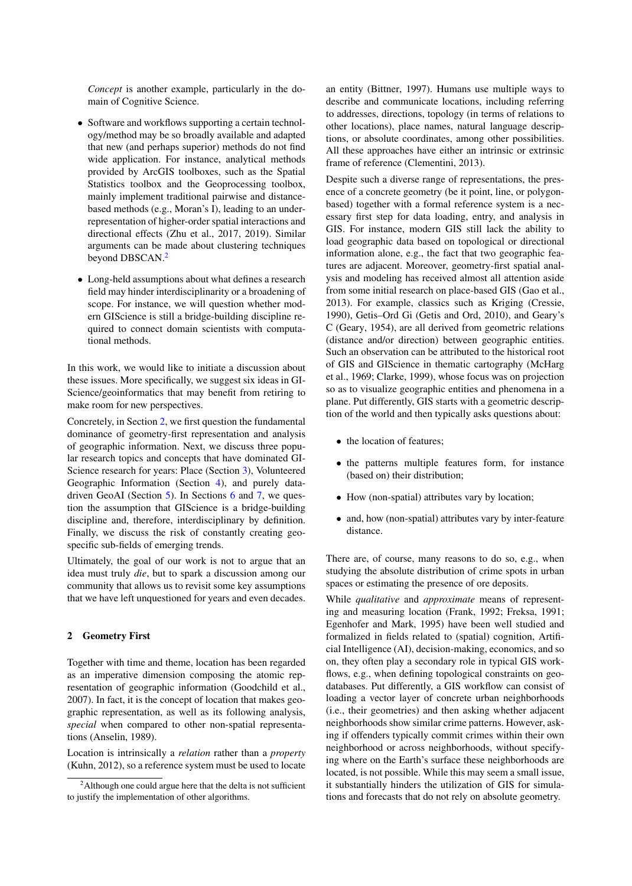*Concept* is another example, particularly in the domain of Cognitive Science.

- Software and workflows supporting a certain technology/method may be so broadly available and adapted that new (and perhaps superior) methods do not find wide application. For instance, analytical methods provided by ArcGIS toolboxes, such as the Spatial Statistics toolbox and the Geoprocessing toolbox, mainly implement traditional pairwise and distance-based methods (e.g., Moran's I), leading to an under-representation of higher-order spatial interactions and directional effects (Zhu et al., 2017, 2019). Similar arguments can be made about clustering techniques beyond DBSCAN.[2]

- Long-held assumptions about what defines a research field may hinder interdisciplinarity or a broadening of scope. For instance, we will question whether modern GIScience is still a bridge-building discipline required to connect domain scientists with computational methods.

In this work, we would like to initiate a discussion about these issues. More specifically, we suggest six ideas in GIScience/geoinformatics that may benefit from retiring to make room for new perspectives.

Concretely, in Section 2, we first question the fundamental dominance of geometry-first representation and analysis of geographic information. Next, we discuss three popular research topics and concepts that have dominated GIScience research for years: Place (Section 3), Volunteered Geographic Information (Section 4), and purely data-driven GeoAI (Section 5). In Sections 6 and 7, we question the assumption that GIScience is a bridge-building discipline and, therefore, interdisciplinary by definition. Finally, we discuss the risk of constantly creating geo-specific sub-fields of emerging trends.

Ultimately, the goal of our work is not to argue that an idea must truly *die*, but to spark a discussion among our community that allows us to revisit some key assumptions that we have left unquestioned for years and even decades.

## 2 Geometry First

Together with time and theme, location has been regarded as an imperative dimension composing the atomic representation of geographic information (Goodchild et al., 2007). In fact, it is the concept of location that makes geographic representation, as well as its following analysis, *special* when compared to other non-spatial representations (Anselin, 1989).

Location is intrinsically a *relation* rather than a *property* (Kuhn, 2012), so a reference system must be used to locate an entity (Bittner, 1997). Humans use multiple ways to describe and communicate locations, including referring to addresses, directions, topology (in terms of relations to other locations), place names, natural language descriptions, or absolute coordinates, among other possibilities. All these approaches have either an intrinsic or extrinsic frame of reference (Clementini, 2013).

Despite such a diverse range of representations, the presence of a concrete geometry (be it point, line, or polygon-based) together with a formal reference system is a necessary first step for data loading, entry, and analysis in GIS. For instance, modern GIS still lack the ability to load geographic data based on topological or directional information alone, e.g., the fact that two geographic features are adjacent. Moreover, geometry-first spatial analysis and modeling has received almost all attention aside from some initial research on place-based GIS (Gao et al., 2013). For example, classics such as Kriging (Cressie, 1990), Getis–Ord Gi (Getis and Ord, 2010), and Geary's C (Geary, 1954), are all derived from geometric relations (distance and/or direction) between geographic entities. Such an observation can be attributed to the historical root of GIS and GIScience in thematic cartography (McHarg et al., 1969; Clarke, 1999), whose focus was on projection so as to visualize geographic entities and phenomena in a plane. Put differently, GIS starts with a geometric description of the world and then typically asks questions about:

- the location of features;
- the patterns multiple features form, for instance (based on) their distribution;
- How (non-spatial) attributes vary by location;
- and, how (non-spatial) attributes vary by inter-feature distance.

There are, of course, many reasons to do so, e.g., when studying the absolute distribution of crime spots in urban spaces or estimating the presence of ore deposits.

While *qualitative* and *approximate* means of representing and measuring location (Frank, 1992; Freksa, 1991; Egenhofer and Mark, 1995) have been well studied and formalized in fields related to (spatial) cognition, Artificial Intelligence (AI), decision-making, economics, and so on, they often play a secondary role in typical GIS workflows, e.g., when defining topological constraints on geodatabases. Put differently, a GIS workflow can consist of loading a vector layer of concrete urban neighborhoods (i.e., their geometries) and then asking whether adjacent neighborhoods show similar crime patterns. However, asking if offenders typically commit crimes within their own neighborhood or across neighborhoods, without specifying where on the Earth's surface these neighborhoods are located, is not possible. While this may seem a small issue, it substantially hinders the utilization of GIS for simulations and forecasts that do not rely on absolute geometry.

[2] Although one could argue here that the delta is not sufficient to justify the implementation of other algorithms.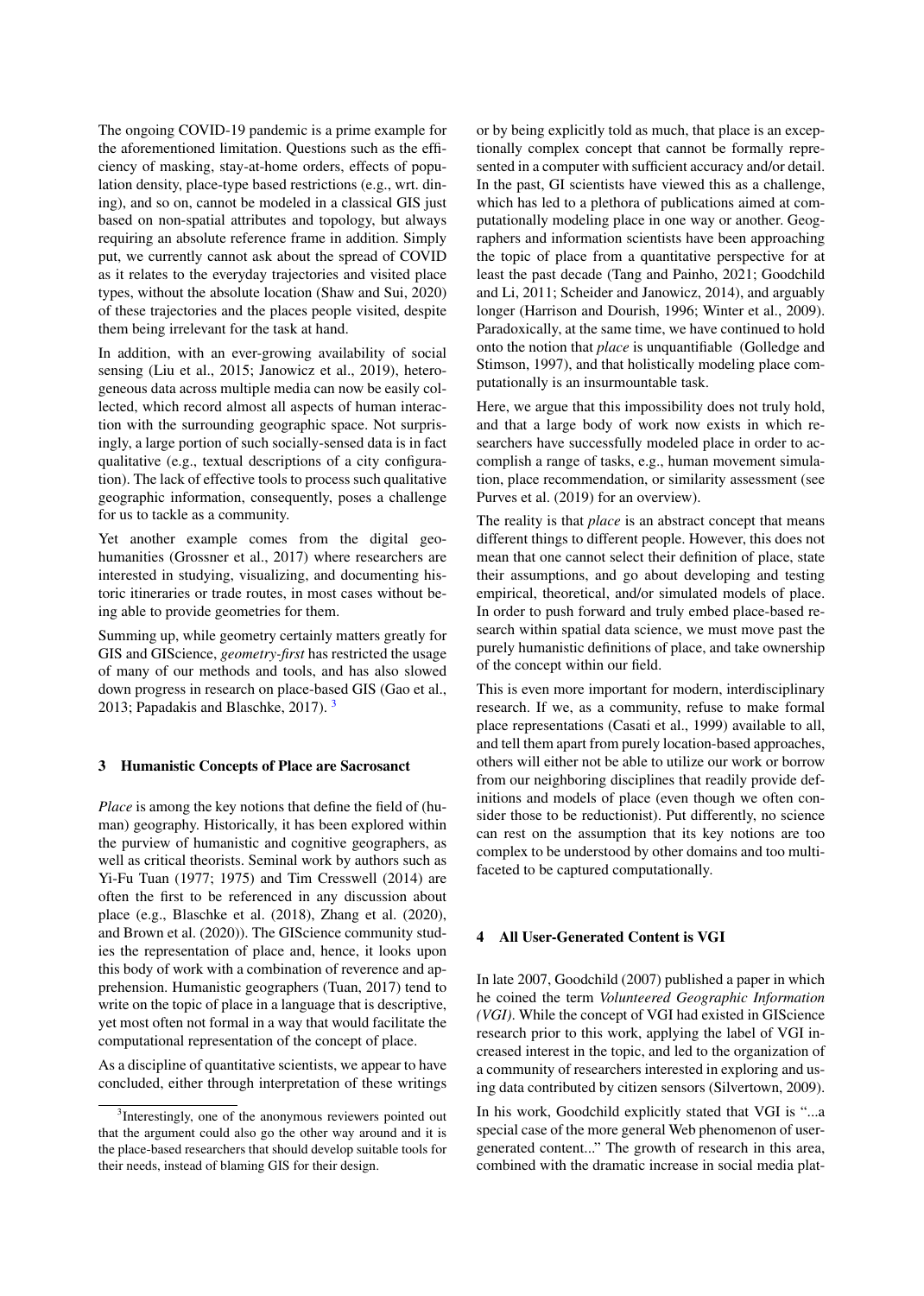The ongoing COVID-19 pandemic is a prime example for the aforementioned limitation. Questions such as the efficiency of masking, stay-at-home orders, effects of population density, place-type based restrictions (e.g., wrt. dining), and so on, cannot be modeled in a classical GIS just based on non-spatial attributes and topology, but always requiring an absolute reference frame in addition. Simply put, we currently cannot ask about the spread of COVID as it relates to the everyday trajectories and visited place types, without the absolute location (Shaw and Sui, 2020) of these trajectories and the places people visited, despite them being irrelevant for the task at hand.

In addition, with an ever-growing availability of social sensing (Liu et al., 2015; Janowicz et al., 2019), heterogeneous data across multiple media can now be easily collected, which record almost all aspects of human interaction with the surrounding geographic space. Not surprisingly, a large portion of such socially-sensed data is in fact qualitative (e.g., textual descriptions of a city configuration). The lack of effective tools to process such qualitative geographic information, consequently, poses a challenge for us to tackle as a community.

Yet another example comes from the digital geohumanities (Grossner et al., 2017) where researchers are interested in studying, visualizing, and documenting historic itineraries or trade routes, in most cases without being able to provide geometries for them.

Summing up, while geometry certainly matters greatly for GIS and GIScience, *geometry-first* has restricted the usage of many of our methods and tools, and has also slowed down progress in research on place-based GIS (Gao et al., 2013; Papadakis and Blaschke, 2017). [3]

## 3 Humanistic Concepts of Place are Sacrosanct

*Place* is among the key notions that define the field of (human) geography. Historically, it has been explored within the purview of humanistic and cognitive geographers, as well as critical theorists. Seminal work by authors such as Yi-Fu Tuan (1977; 1975) and Tim Cresswell (2014) are often the first to be referenced in any discussion about place (e.g., Blaschke et al. (2018), Zhang et al. (2020), and Brown et al. (2020)). The GIScience community studies the representation of place and, hence, it looks upon this body of work with a combination of reverence and apprehension. Humanistic geographers (Tuan, 2017) tend to write on the topic of place in a language that is descriptive, yet most often not formal in a way that would facilitate the computational representation of the concept of place.

As a discipline of quantitative scientists, we appear to have concluded, either through interpretation of these writings or by being explicitly told as much, that place is an exceptionally complex concept that cannot be formally represented in a computer with sufficient accuracy and/or detail. In the past, GI scientists have viewed this as a challenge, which has led to a plethora of publications aimed at computationally modeling place in one way or another. Geographers and information scientists have been approaching the topic of place from a quantitative perspective for at least the past decade (Tang and Painho, 2021; Goodchild and Li, 2011; Scheider and Janowicz, 2014), and arguably longer (Harrison and Dourish, 1996; Winter et al., 2009). Paradoxically, at the same time, we have continued to hold onto the notion that *place* is unquantifiable (Golledge and Stimson, 1997), and that holistically modeling place computationally is an insurmountable task.

Here, we argue that this impossibility does not truly hold, and that a large body of work now exists in which researchers have successfully modeled place in order to accomplish a range of tasks, e.g., human movement simulation, place recommendation, or similarity assessment (see Purves et al. (2019) for an overview).

The reality is that *place* is an abstract concept that means different things to different people. However, this does not mean that one cannot select their definition of place, state their assumptions, and go about developing and testing empirical, theoretical, and/or simulated models of place. In order to push forward and truly embed place-based research within spatial data science, we must move past the purely humanistic definitions of place, and take ownership of the concept within our field.

This is even more important for modern, interdisciplinary research. If we, as a community, refuse to make formal place representations (Casati et al., 1999) available to all, and tell them apart from purely location-based approaches, others will either not be able to utilize our work or borrow from our neighboring disciplines that readily provide definitions and models of place (even though we often consider those to be reductionist). Put differently, no science can rest on the assumption that its key notions are too complex to be understood by other domains and too multifaceted to be captured computationally.

## 4 All User-Generated Content is VGI

In late 2007, Goodchild (2007) published a paper in which he coined the term *Volunteered Geographic Information (VGI)*. While the concept of VGI had existed in GIScience research prior to this work, applying the label of VGI increased interest in the topic, and led to the organization of a community of researchers interested in exploring and using data contributed by citizen sensors (Silvertown, 2009).

In his work, Goodchild explicitly stated that VGI is "...a special case of the more general Web phenomenon of user-generated content..." The growth of research in this area, combined with the dramatic increase in social media plat-

[3] Interestingly, one of the anonymous reviewers pointed out that the argument could also go the other way around and it is the place-based researchers that should develop suitable tools for their needs, instead of blaming GIS for their design.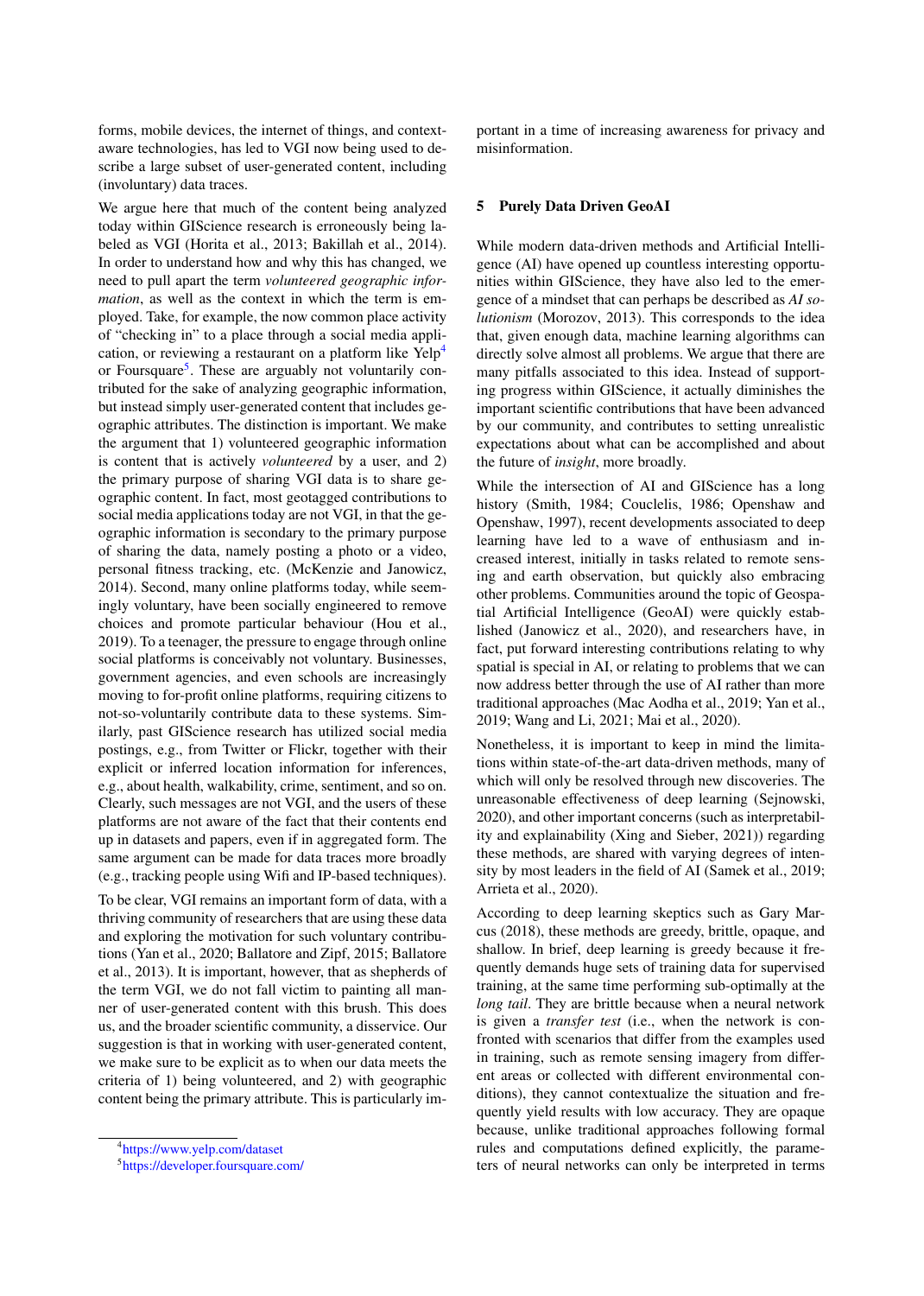forms, mobile devices, the internet of things, and context-aware technologies, has led to VGI now being used to describe a large subset of user-generated content, including (involuntary) data traces.

We argue here that much of the content being analyzed today within GIScience research is erroneously being labeled as VGI (Horita et al., 2013; Bakillah et al., 2014). In order to understand how and why this has changed, we need to pull apart the term *volunteered geographic information*, as well as the context in which the term is employed. Take, for example, the now common place activity of "checking in" to a place through a social media application, or reviewing a restaurant on a platform like Yelp[4] or Foursquare[5]. These are arguably not voluntarily contributed for the sake of analyzing geographic information, but instead simply user-generated content that includes geographic attributes. The distinction is important. We make the argument that 1) volunteered geographic information is content that is actively *volunteered* by a user, and 2) the primary purpose of sharing VGI data is to share geographic content. In fact, most geotagged contributions to social media applications today are not VGI, in that the geographic information is secondary to the primary purpose of sharing the data, namely posting a photo or a video, personal fitness tracking, etc. (McKenzie and Janowicz, 2014). Second, many online platforms today, while seemingly voluntary, have been socially engineered to remove choices and promote particular behaviour (Hou et al., 2019). To a teenager, the pressure to engage through online social platforms is conceivably not voluntary. Businesses, government agencies, and even schools are increasingly moving to for-profit online platforms, requiring citizens to not-so-voluntarily contribute data to these systems. Similarly, past GIScience research has utilized social media postings, e.g., from Twitter or Flickr, together with their explicit or inferred location information for inferences, e.g., about health, walkability, crime, sentiment, and so on. Clearly, such messages are not VGI, and the users of these platforms are not aware of the fact that their contents end up in datasets and papers, even if in aggregated form. The same argument can be made for data traces more broadly (e.g., tracking people using Wifi and IP-based techniques).

To be clear, VGI remains an important form of data, with a thriving community of researchers that are using these data and exploring the motivation for such voluntary contributions (Yan et al., 2020; Ballatore and Zipf, 2015; Ballatore et al., 2013). It is important, however, that as shepherds of the term VGI, we do not fall victim to painting all manner of user-generated content with this brush. This does us, and the broader scientific community, a disservice. Our suggestion is that in working with user-generated content, we make sure to be explicit as to when our data meets the criteria of 1) being volunteered, and 2) with geographic content being the primary attribute. This is particularly important in a time of increasing awareness for privacy and misinformation.

[4] https://www.yelp.com/dataset

[5] https://developer.foursquare.com/

## 5 Purely Data Driven GeoAI

While modern data-driven methods and Artificial Intelligence (AI) have opened up countless interesting opportunities within GIScience, they have also led to the emergence of a mindset that can perhaps be described as *AI solutionism* (Morozov, 2013). This corresponds to the idea that, given enough data, machine learning algorithms can directly solve almost all problems. We argue that there are many pitfalls associated to this idea. Instead of supporting progress within GIScience, it actually diminishes the important scientific contributions that have been advanced by our community, and contributes to setting unrealistic expectations about what can be accomplished and about the future of *insight*, more broadly.

While the intersection of AI and GIScience has a long history (Smith, 1984; Couclelis, 1986; Openshaw and Openshaw, 1997), recent developments associated to deep learning have led to a wave of enthusiasm and increased interest, initially in tasks related to remote sensing and earth observation, but quickly also embracing other problems. Communities around the topic of Geospatial Artificial Intelligence (GeoAI) were quickly established (Janowicz et al., 2020), and researchers have, in fact, put forward interesting contributions relating to why spatial is special in AI, or relating to problems that we can now address better through the use of AI rather than more traditional approaches (Mac Aodha et al., 2019; Yan et al., 2019; Wang and Li, 2021; Mai et al., 2020).

Nonetheless, it is important to keep in mind the limitations within state-of-the-art data-driven methods, many of which will only be resolved through new discoveries. The unreasonable effectiveness of deep learning (Sejnowski, 2020), and other important concerns (such as interpretability and explainability (Xing and Sieber, 2021)) regarding these methods, are shared with varying degrees of intensity by most leaders in the field of AI (Samek et al., 2019; Arrieta et al., 2020).

According to deep learning skeptics such as Gary Marcus (2018), these methods are greedy, brittle, opaque, and shallow. In brief, deep learning is greedy because it frequently demands huge sets of training data for supervised training, at the same time performing sub-optimally at the *long tail*. They are brittle because when a neural network is given a *transfer test* (i.e., when the network is confronted with scenarios that differ from the examples used in training, such as remote sensing imagery from different areas or collected with different environmental conditions), they cannot contextualize the situation and frequently yield results with low accuracy. They are opaque because, unlike traditional approaches following formal rules and computations defined explicitly, the parameters of neural networks can only be interpreted in terms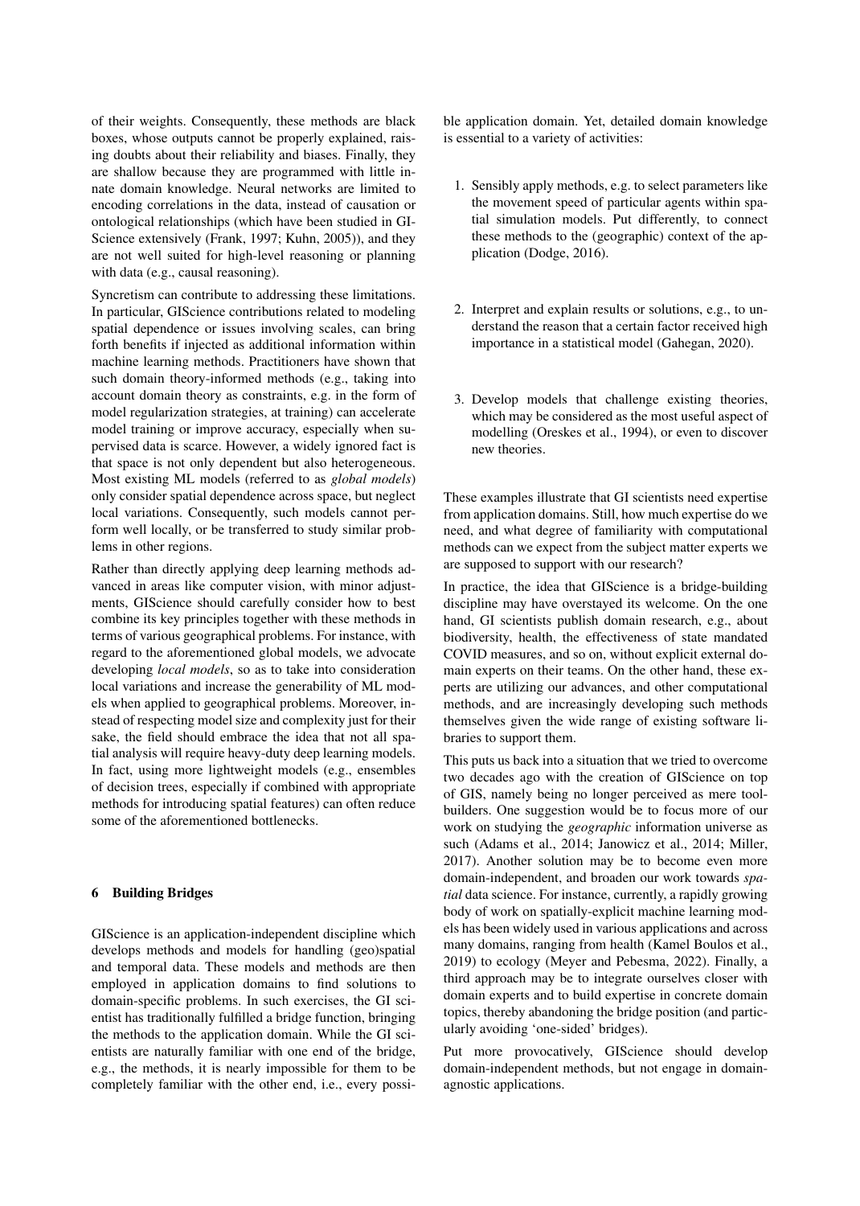of their weights. Consequently, these methods are black boxes, whose outputs cannot be properly explained, raising doubts about their reliability and biases. Finally, they are shallow because they are programmed with little innate domain knowledge. Neural networks are limited to encoding correlations in the data, instead of causation or ontological relationships (which have been studied in GIScience extensively (Frank, 1997; Kuhn, 2005)), and they are not well suited for high-level reasoning or planning with data (e.g., causal reasoning).

Syncretism can contribute to addressing these limitations. In particular, GIScience contributions related to modeling spatial dependence or issues involving scales, can bring forth benefits if injected as additional information within machine learning methods. Practitioners have shown that such domain theory-informed methods (e.g., taking into account domain theory as constraints, e.g. in the form of model regularization strategies, at training) can accelerate model training or improve accuracy, especially when supervised data is scarce. However, a widely ignored fact is that space is not only dependent but also heterogeneous. Most existing ML models (referred to as *global models*) only consider spatial dependence across space, but neglect local variations. Consequently, such models cannot perform well locally, or be transferred to study similar problems in other regions.

Rather than directly applying deep learning methods advanced in areas like computer vision, with minor adjustments, GIScience should carefully consider how to best combine its key principles together with these methods in terms of various geographical problems. For instance, with regard to the aforementioned global models, we advocate developing *local models*, so as to take into consideration local variations and increase the generability of ML models when applied to geographical problems. Moreover, instead of respecting model size and complexity just for their sake, the field should embrace the idea that not all spatial analysis will require heavy-duty deep learning models. In fact, using more lightweight models (e.g., ensembles of decision trees, especially if combined with appropriate methods for introducing spatial features) can often reduce some of the aforementioned bottlenecks.

## 6 Building Bridges

GIScience is an application-independent discipline which develops methods and models for handling (geo)spatial and temporal data. These models and methods are then employed in application domains to find solutions to domain-specific problems. In such exercises, the GI scientist has traditionally fulfilled a bridge function, bringing the methods to the application domain. While the GI scientists are naturally familiar with one end of the bridge, e.g., the methods, it is nearly impossible for them to be completely familiar with the other end, i.e., every possible application domain. Yet, detailed domain knowledge is essential to a variety of activities:

1. Sensibly apply methods, e.g. to select parameters like the movement speed of particular agents within spatial simulation models. Put differently, to connect these methods to the (geographic) context of the application (Dodge, 2016).
2. Interpret and explain results or solutions, e.g., to understand the reason that a certain factor received high importance in a statistical model (Gahegan, 2020).
3. Develop models that challenge existing theories, which may be considered as the most useful aspect of modelling (Oreskes et al., 1994), or even to discover new theories.

These examples illustrate that GI scientists need expertise from application domains. Still, how much expertise do we need, and what degree of familiarity with computational methods can we expect from the subject matter experts we are supposed to support with our research?

In practice, the idea that GIScience is a bridge-building discipline may have overstayed its welcome. On the one hand, GI scientists publish domain research, e.g., about biodiversity, health, the effectiveness of state mandated COVID measures, and so on, without explicit external domain experts on their teams. On the other hand, these experts are utilizing our advances, and other computational methods, and are increasingly developing such methods themselves given the wide range of existing software libraries to support them.

This puts us back into a situation that we tried to overcome two decades ago with the creation of GIScience on top of GIS, namely being no longer perceived as mere toolbuilders. One suggestion would be to focus more of our work on studying the *geographic* information universe as such (Adams et al., 2014; Janowicz et al., 2014; Miller, 2017). Another solution may be to become even more domain-independent, and broaden our work towards *spatial* data science. For instance, currently, a rapidly growing body of work on spatially-explicit machine learning models has been widely used in various applications and across many domains, ranging from health (Kamel Boulos et al., 2019) to ecology (Meyer and Pebesma, 2022). Finally, a third approach may be to integrate ourselves closer with domain experts and to build expertise in concrete domain topics, thereby abandoning the bridge position (and particularly avoiding 'one-sided' bridges).

Put more provocatively, GIScience should develop domain-independent methods, but not engage in domain-agnostic applications.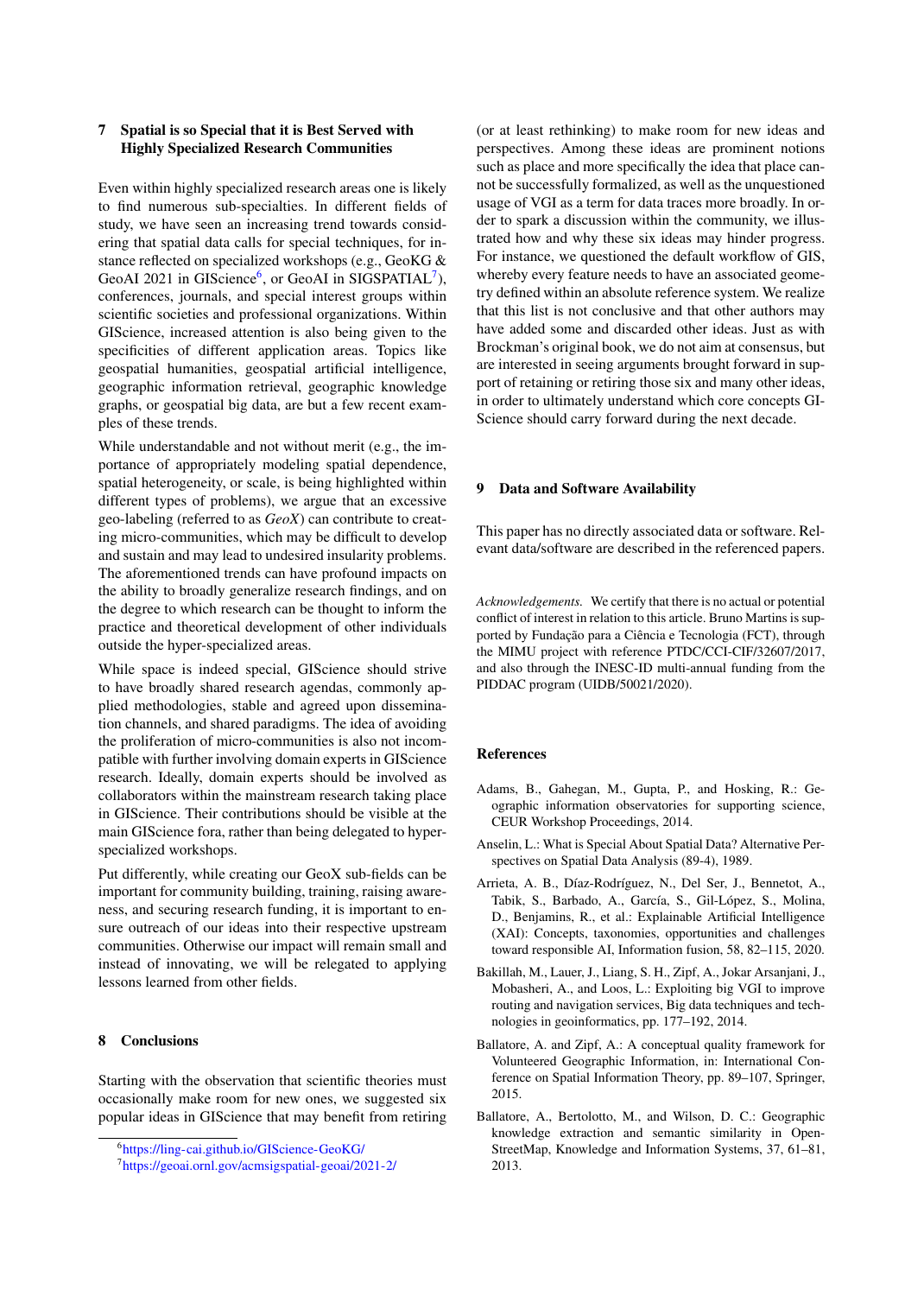## 7 Spatial is so Special that it is Best Served with Highly Specialized Research Communities

Even within highly specialized research areas one is likely to find numerous sub-specialties. In different fields of study, we have seen an increasing trend towards considering that spatial data calls for special techniques, for instance reflected on specialized workshops (e.g., GeoKG & GeoAI 2021 in GIScience[6], or GeoAI in SIGSPATIAL[7]), conferences, journals, and special interest groups within scientific societies and professional organizations. Within GIScience, increased attention is also being given to the specificities of different application areas. Topics like geospatial humanities, geospatial artificial intelligence, geographic information retrieval, geographic knowledge graphs, or geospatial big data, are but a few recent examples of these trends.

While understandable and not without merit (e.g., the importance of appropriately modeling spatial dependence, spatial heterogeneity, or scale, is being highlighted within different types of problems), we argue that an excessive geo-labeling (referred to as *GeoX*) can contribute to creating micro-communities, which may be difficult to develop and sustain and may lead to undesired insularity problems. The aforementioned trends can have profound impacts on the ability to broadly generalize research findings, and on the degree to which research can be thought to inform the practice and theoretical development of other individuals outside the hyper-specialized areas.

While space is indeed special, GIScience should strive to have broadly shared research agendas, commonly applied methodologies, stable and agreed upon dissemination channels, and shared paradigms. The idea of avoiding the proliferation of micro-communities is also not incompatible with further involving domain experts in GIScience research. Ideally, domain experts should be involved as collaborators within the mainstream research taking place in GIScience. Their contributions should be visible at the main GIScience fora, rather than being delegated to hyper-specialized workshops.

Put differently, while creating our GeoX sub-fields can be important for community building, training, raising awareness, and securing research funding, it is important to ensure outreach of our ideas into their respective upstream communities. Otherwise our impact will remain small and instead of innovating, we will be relegated to applying lessons learned from other fields.

## 8 Conclusions

Starting with the observation that scientific theories must occasionally make room for new ones, we suggested six popular ideas in GIScience that may benefit from retiring (or at least rethinking) to make room for new ideas and perspectives. Among these ideas are prominent notions such as place and more specifically the idea that place cannot be successfully formalized, as well as the unquestioned usage of VGI as a term for data traces more broadly. In order to spark a discussion within the community, we illustrated how and why these six ideas may hinder progress. For instance, we questioned the default workflow of GIS, whereby every feature needs to have an associated geometry defined within an absolute reference system. We realize that this list is not conclusive and that other authors may have added some and discarded other ideas. Just as with Brockman's original book, we do not aim at consensus, but are interested in seeing arguments brought forward in support of retaining or retiring those six and many other ideas, in order to ultimately understand which core concepts GIScience should carry forward during the next decade.

[6] https://ling-cai.github.io/GIScience-GeoKG/

[7] https://geoai.ornl.gov/acmsigspatial-geoai/2021-2/

## 9 Data and Software Availability

This paper has no directly associated data or software. Relevant data/software are described in the referenced papers.

*Acknowledgements.* We certify that there is no actual or potential conflict of interest in relation to this article. Bruno Martins is supported by Fundação para a Ciência e Tecnologia (FCT), through the MIMU project with reference PTDC/CCI-CIF/32607/2017, and also through the INESC-ID multi-annual funding from the PIDDAC program (UIDB/50021/2020).

## References

Adams, B., Gahegan, M., Gupta, P., and Hosking, R.: Geographic information observatories for supporting science, CEUR Workshop Proceedings, 2014.

Anselin, L.: What is Special About Spatial Data? Alternative Perspectives on Spatial Data Analysis (89-4), 1989.

Arrieta, A. B., Díaz-Rodríguez, N., Del Ser, J., Bennetot, A., Tabik, S., Barbado, A., García, S., Gil-López, S., Molina, D., Benjamins, R., et al.: Explainable Artificial Intelligence (XAI): Concepts, taxonomies, opportunities and challenges toward responsible AI, Information fusion, 58, 82–115, 2020.

Bakillah, M., Lauer, J., Liang, S. H., Zipf, A., Jokar Arsanjani, J., Mobasheri, A., and Loos, L.: Exploiting big VGI to improve routing and navigation services, Big data techniques and technologies in geoinformatics, pp. 177–192, 2014.

Ballatore, A. and Zipf, A.: A conceptual quality framework for Volunteered Geographic Information, in: International Conference on Spatial Information Theory, pp. 89–107, Springer, 2015.

Ballatore, A., Bertolotto, M., and Wilson, D. C.: Geographic knowledge extraction and semantic similarity in OpenStreetMap, Knowledge and Information Systems, 37, 61–81, 2013.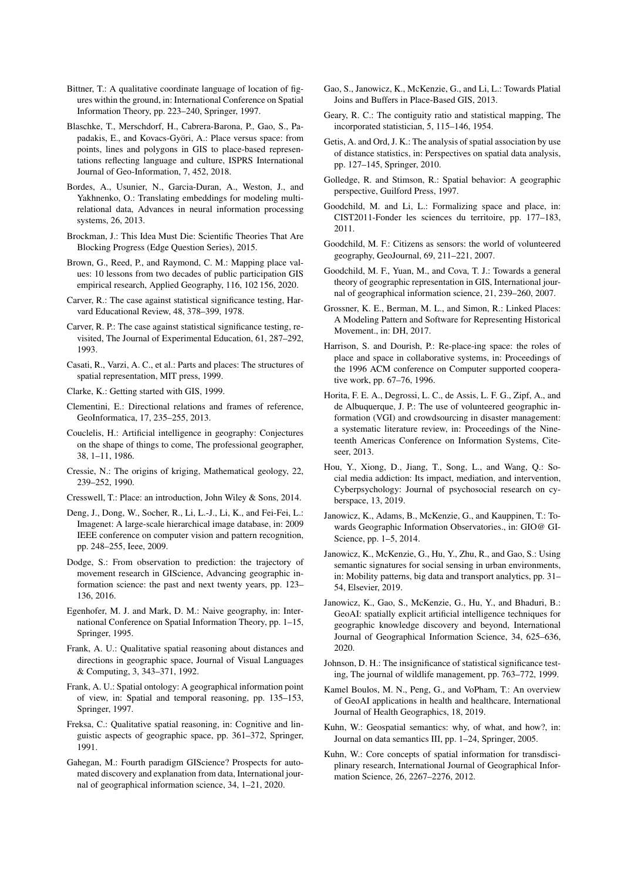Bittner, T.: A qualitative coordinate language of location of figures within the ground, in: International Conference on Spatial Information Theory, pp. 223–240, Springer, 1997.

Blaschke, T., Merschdorf, H., Cabrera-Barona, P., Gao, S., Papadakis, E., and Kovacs-Györi, A.: Place versus space: from points, lines and polygons in GIS to place-based representations reflecting language and culture, ISPRS International Journal of Geo-Information, 7, 452, 2018.

Bordes, A., Usunier, N., Garcia-Duran, A., Weston, J., and Yakhnenko, O.: Translating embeddings for modeling multi-relational data, Advances in neural information processing systems, 26, 2013.

Brockman, J.: This Idea Must Die: Scientific Theories That Are Blocking Progress (Edge Question Series), 2015.

Brown, G., Reed, P., and Raymond, C. M.: Mapping place values: 10 lessons from two decades of public participation GIS empirical research, Applied Geography, 116, 102 156, 2020.

Carver, R.: The case against statistical significance testing, Harvard Educational Review, 48, 378–399, 1978.

Carver, R. P.: The case against statistical significance testing, revisited, The Journal of Experimental Education, 61, 287–292, 1993.

Casati, R., Varzi, A. C., et al.: Parts and places: The structures of spatial representation, MIT press, 1999.

Clarke, K.: Getting started with GIS, 1999.

Clementini, E.: Directional relations and frames of reference, GeoInformatica, 17, 235–255, 2013.

Couclelis, H.: Artificial intelligence in geography: Conjectures on the shape of things to come, The professional geographer, 38, 1–11, 1986.

Cressie, N.: The origins of kriging, Mathematical geology, 22, 239–252, 1990.

Cresswell, T.: Place: an introduction, John Wiley & Sons, 2014.

Deng, J., Dong, W., Socher, R., Li, L.-J., Li, K., and Fei-Fei, L.: Imagenet: A large-scale hierarchical image database, in: 2009 IEEE conference on computer vision and pattern recognition, pp. 248–255, Ieee, 2009.

Dodge, S.: From observation to prediction: the trajectory of movement research in GIScience, Advancing geographic information science: the past and next twenty years, pp. 123–136, 2016.

Egenhofer, M. J. and Mark, D. M.: Naive geography, in: International Conference on Spatial Information Theory, pp. 1–15, Springer, 1995.

Frank, A. U.: Qualitative spatial reasoning about distances and directions in geographic space, Journal of Visual Languages & Computing, 3, 343–371, 1992.

Frank, A. U.: Spatial ontology: A geographical information point of view, in: Spatial and temporal reasoning, pp. 135–153, Springer, 1997.

Freksa, C.: Qualitative spatial reasoning, in: Cognitive and linguistic aspects of geographic space, pp. 361–372, Springer, 1991.

Gahegan, M.: Fourth paradigm GIScience? Prospects for automated discovery and explanation from data, International journal of geographical information science, 34, 1–21, 2020.

Gao, S., Janowicz, K., McKenzie, G., and Li, L.: Towards Platial Joins and Buffers in Place-Based GIS, 2013.

Geary, R. C.: The contiguity ratio and statistical mapping, The incorporated statistician, 5, 115–146, 1954.

Getis, A. and Ord, J. K.: The analysis of spatial association by use of distance statistics, in: Perspectives on spatial data analysis, pp. 127–145, Springer, 2010.

Golledge, R. and Stimson, R.: Spatial behavior: A geographic perspective, Guilford Press, 1997.

Goodchild, M. and Li, L.: Formalizing space and place, in: CIST2011-Fonder les sciences du territoire, pp. 177–183, 2011.

Goodchild, M. F.: Citizens as sensors: the world of volunteered geography, GeoJournal, 69, 211–221, 2007.

Goodchild, M. F., Yuan, M., and Cova, T. J.: Towards a general theory of geographic representation in GIS, International journal of geographical information science, 21, 239–260, 2007.

Grossner, K. E., Berman, M. L., and Simon, R.: Linked Places: A Modeling Pattern and Software for Representing Historical Movement., in: DH, 2017.

Harrison, S. and Dourish, P.: Re-place-ing space: the roles of place and space in collaborative systems, in: Proceedings of the 1996 ACM conference on Computer supported cooperative work, pp. 67–76, 1996.

Horita, F. E. A., Degrossi, L. C., de Assis, L. F. G., Zipf, A., and de Albuquerque, J. P.: The use of volunteered geographic information (VGI) and crowdsourcing in disaster management: a systematic literature review, in: Proceedings of the Nineteenth Americas Conference on Information Systems, Citeseer, 2013.

Hou, Y., Xiong, D., Jiang, T., Song, L., and Wang, Q.: Social media addiction: Its impact, mediation, and intervention, Cyberpsychology: Journal of psychosocial research on cyberspace, 13, 2019.

Janowicz, K., Adams, B., McKenzie, G., and Kauppinen, T.: Towards Geographic Information Observatories., in: GIO@ GIScience, pp. 1–5, 2014.

Janowicz, K., McKenzie, G., Hu, Y., Zhu, R., and Gao, S.: Using semantic signatures for social sensing in urban environments, in: Mobility patterns, big data and transport analytics, pp. 31–54, Elsevier, 2019.

Janowicz, K., Gao, S., McKenzie, G., Hu, Y., and Bhaduri, B.: GeoAI: spatially explicit artificial intelligence techniques for geographic knowledge discovery and beyond, International Journal of Geographical Information Science, 34, 625–636, 2020.

Johnson, D. H.: The insignificance of statistical significance testing, The journal of wildlife management, pp. 763–772, 1999.

Kamel Boulos, M. N., Peng, G., and VoPham, T.: An overview of GeoAI applications in health and healthcare, International Journal of Health Geographics, 18, 2019.

Kuhn, W.: Geospatial semantics: why, of what, and how?, in: Journal on data semantics III, pp. 1–24, Springer, 2005.

Kuhn, W.: Core concepts of spatial information for transdisciplinary research, International Journal of Geographical Information Science, 26, 2267–2276, 2012.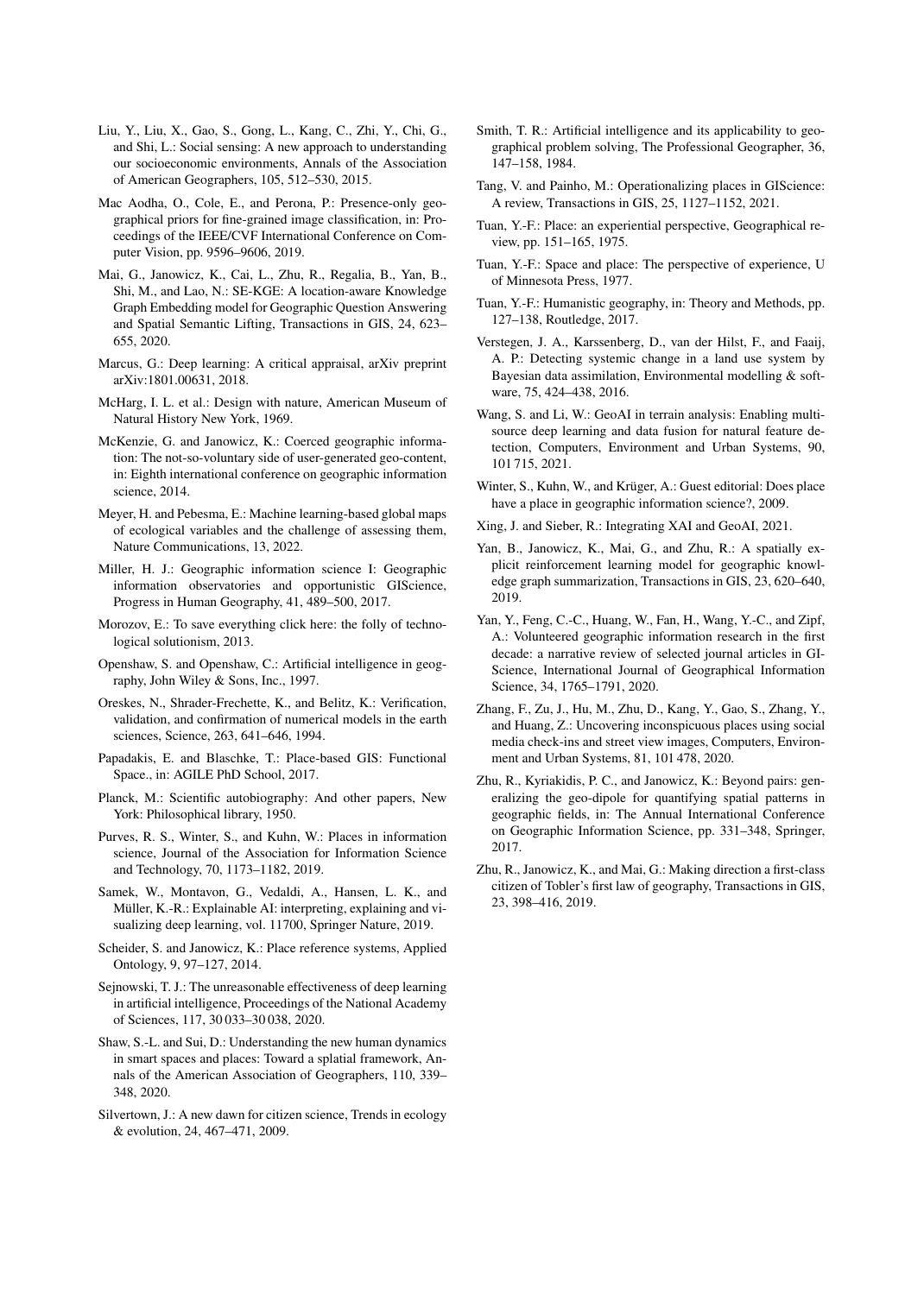Liu, Y., Liu, X., Gao, S., Gong, L., Kang, C., Zhi, Y., Chi, G., and Shi, L.: Social sensing: A new approach to understanding our socioeconomic environments, Annals of the Association of American Geographers, 105, 512–530, 2015.

Mac Aodha, O., Cole, E., and Perona, P.: Presence-only geographical priors for fine-grained image classification, in: Proceedings of the IEEE/CVF International Conference on Computer Vision, pp. 9596–9606, 2019.

Mai, G., Janowicz, K., Cai, L., Zhu, R., Regalia, B., Yan, B., Shi, M., and Lao, N.: SE-KGE: A location-aware Knowledge Graph Embedding model for Geographic Question Answering and Spatial Semantic Lifting, Transactions in GIS, 24, 623–655, 2020.

Marcus, G.: Deep learning: A critical appraisal, arXiv preprint arXiv:1801.00631, 2018.

McHarg, I. L. et al.: Design with nature, American Museum of Natural History New York, 1969.

McKenzie, G. and Janowicz, K.: Coerced geographic information: The not-so-voluntary side of user-generated geo-content, in: Eighth international conference on geographic information science, 2014.

Meyer, H. and Pebesma, E.: Machine learning-based global maps of ecological variables and the challenge of assessing them, Nature Communications, 13, 2022.

Miller, H. J.: Geographic information science I: Geographic information observatories and opportunistic GIScience, Progress in Human Geography, 41, 489–500, 2017.

Morozov, E.: To save everything click here: the folly of technological solutionism, 2013.

Openshaw, S. and Openshaw, C.: Artificial intelligence in geography, John Wiley & Sons, Inc., 1997.

Oreskes, N., Shrader-Frechette, K., and Belitz, K.: Verification, validation, and confirmation of numerical models in the earth sciences, Science, 263, 641–646, 1994.

Papadakis, E. and Blaschke, T.: Place-based GIS: Functional Space., in: AGILE PhD School, 2017.

Planck, M.: Scientific autobiography: And other papers, New York: Philosophical library, 1950.

Purves, R. S., Winter, S., and Kuhn, W.: Places in information science, Journal of the Association for Information Science and Technology, 70, 1173–1182, 2019.

Samek, W., Montavon, G., Vedaldi, A., Hansen, L. K., and Müller, K.-R.: Explainable AI: interpreting, explaining and visualizing deep learning, vol. 11700, Springer Nature, 2019.

Scheider, S. and Janowicz, K.: Place reference systems, Applied Ontology, 9, 97–127, 2014.

Sejnowski, T. J.: The unreasonable effectiveness of deep learning in artificial intelligence, Proceedings of the National Academy of Sciences, 117, 30 033–30 038, 2020.

Shaw, S.-L. and Sui, D.: Understanding the new human dynamics in smart spaces and places: Toward a splatial framework, Annals of the American Association of Geographers, 110, 339–348, 2020.

Silvertown, J.: A new dawn for citizen science, Trends in ecology & evolution, 24, 467–471, 2009.

Smith, T. R.: Artificial intelligence and its applicability to geographical problem solving, The Professional Geographer, 36, 147–158, 1984.

Tang, V. and Painho, M.: Operationalizing places in GIScience: A review, Transactions in GIS, 25, 1127–1152, 2021.

Tuan, Y.-F.: Place: an experiential perspective, Geographical review, pp. 151–165, 1975.

Tuan, Y.-F.: Space and place: The perspective of experience, U of Minnesota Press, 1977.

Tuan, Y.-F.: Humanistic geography, in: Theory and Methods, pp. 127–138, Routledge, 2017.

Verstegen, J. A., Karssenberg, D., van der Hilst, F., and Faaij, A. P.: Detecting systemic change in a land use system by Bayesian data assimilation, Environmental modelling & software, 75, 424–438, 2016.

Wang, S. and Li, W.: GeoAI in terrain analysis: Enabling multi-source deep learning and data fusion for natural feature detection, Computers, Environment and Urban Systems, 90, 101 715, 2021.

Winter, S., Kuhn, W., and Krüger, A.: Guest editorial: Does place have a place in geographic information science?, 2009.

Xing, J. and Sieber, R.: Integrating XAI and GeoAI, 2021.

Yan, B., Janowicz, K., Mai, G., and Zhu, R.: A spatially explicit reinforcement learning model for geographic knowledge graph summarization, Transactions in GIS, 23, 620–640, 2019.

Yan, Y., Feng, C.-C., Huang, W., Fan, H., Wang, Y.-C., and Zipf, A.: Volunteered geographic information research in the first decade: a narrative review of selected journal articles in GIScience, International Journal of Geographical Information Science, 34, 1765–1791, 2020.

Zhang, F., Zu, J., Hu, M., Zhu, D., Kang, Y., Gao, S., Zhang, Y., and Huang, Z.: Uncovering inconspicuous places using social media check-ins and street view images, Computers, Environment and Urban Systems, 81, 101 478, 2020.

Zhu, R., Kyriakidis, P. C., and Janowicz, K.: Beyond pairs: generalizing the geo-dipole for quantifying spatial patterns in geographic fields, in: The Annual International Conference on Geographic Information Science, pp. 331–348, Springer, 2017.

Zhu, R., Janowicz, K., and Mai, G.: Making direction a first-class citizen of Tobler's first law of geography, Transactions in GIS, 23, 398–416, 2019.